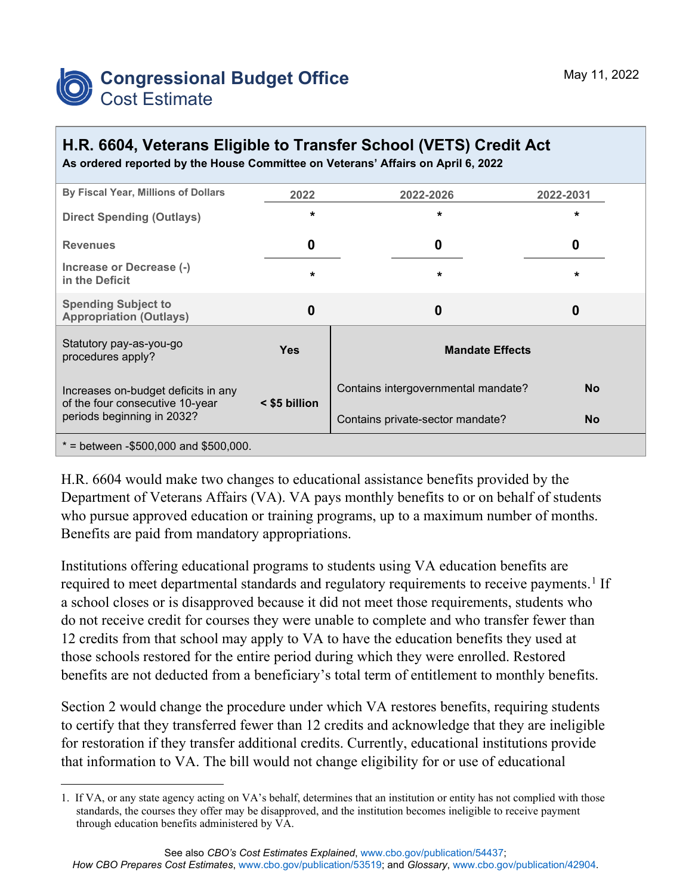# Congressional Budget Office
## Cost Estimate

May 11, 2022

## H.R. 6604, Veterans Eligible to Transfer School (VETS) Credit Act

**As ordered reported by the House Committee on Veterans' Affairs on April 6, 2022**

| By Fiscal Year, Millions of Dollars | 2022 | 2022-2026 | 2022-2031 |
|---|---|---|---|
| Direct Spending (Outlays) | * | * | * |
| Revenues | 0 | 0 | 0 |
| Increase or Decrease (-) in the Deficit | * | * | * |
| Spending Subject to Appropriation (Outlays) | 0 | 0 | 0 |

| | | Mandate Effects | |
|---|---|---|---|
| Statutory pay-as-you-go procedures apply? | Yes | Contains intergovernmental mandate? | No |
| Increases on-budget deficits in any of the four consecutive 10-year periods beginning in 2032? | < $5 billion | Contains private-sector mandate? | No |

* = between -$500,000 and $500,000.

H.R. 6604 would make two changes to educational assistance benefits provided by the Department of Veterans Affairs (VA). VA pays monthly benefits to or on behalf of students who pursue approved education or training programs, up to a maximum number of months. Benefits are paid from mandatory appropriations.

Institutions offering educational programs to students using VA education benefits are required to meet departmental standards and regulatory requirements to receive payments.[1] If a school closes or is disapproved because it did not meet those requirements, students who do not receive credit for courses they were unable to complete and who transfer fewer than 12 credits from that school may apply to VA to have the education benefits they used at those schools restored for the entire period during which they were enrolled. Restored benefits are not deducted from a beneficiary's total term of entitlement to monthly benefits.

Section 2 would change the procedure under which VA restores benefits, requiring students to certify that they transferred fewer than 12 credits and acknowledge that they are ineligible for restoration if they transfer additional credits. Currently, educational institutions provide that information to VA. The bill would not change eligibility for or use of educational

---

1. If VA, or any state agency acting on VA's behalf, determines that an institution or entity has not complied with those standards, the courses they offer may be disapproved, and the institution becomes ineligible to receive payment through education benefits administered by VA.

See also *CBO's Cost Estimates Explained*, www.cbo.gov/publication/54437; *How CBO Prepares Cost Estimates*, www.cbo.gov/publication/53519; and *Glossary*, www.cbo.gov/publication/42904.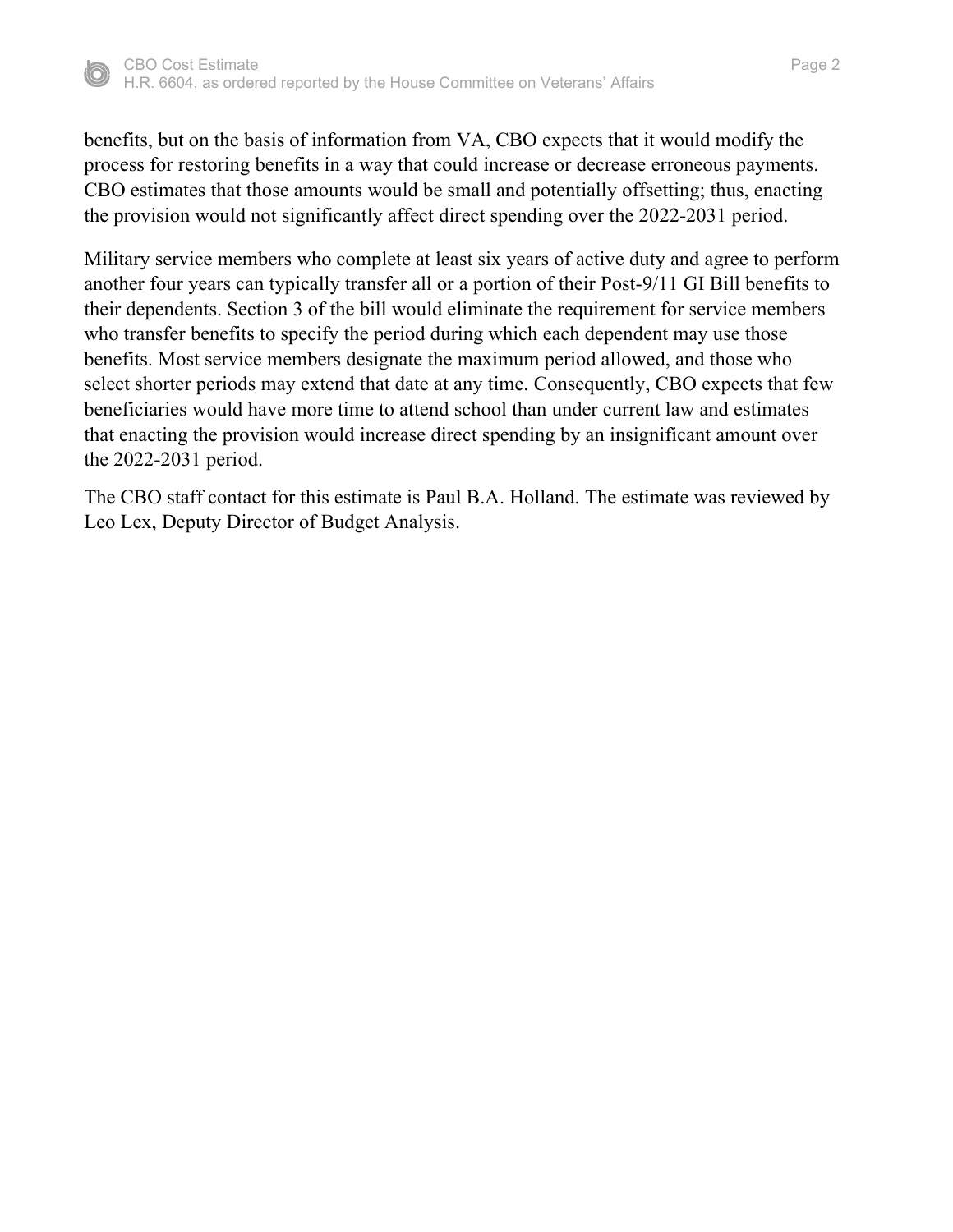benefits, but on the basis of information from VA, CBO expects that it would modify the process for restoring benefits in a way that could increase or decrease erroneous payments. CBO estimates that those amounts would be small and potentially offsetting; thus, enacting the provision would not significantly affect direct spending over the 2022-2031 period.

Military service members who complete at least six years of active duty and agree to perform another four years can typically transfer all or a portion of their Post-9/11 GI Bill benefits to their dependents. Section 3 of the bill would eliminate the requirement for service members who transfer benefits to specify the period during which each dependent may use those benefits. Most service members designate the maximum period allowed, and those who select shorter periods may extend that date at any time. Consequently, CBO expects that few beneficiaries would have more time to attend school than under current law and estimates that enacting the provision would increase direct spending by an insignificant amount over the 2022-2031 period.

The CBO staff contact for this estimate is Paul B.A. Holland. The estimate was reviewed by Leo Lex, Deputy Director of Budget Analysis.